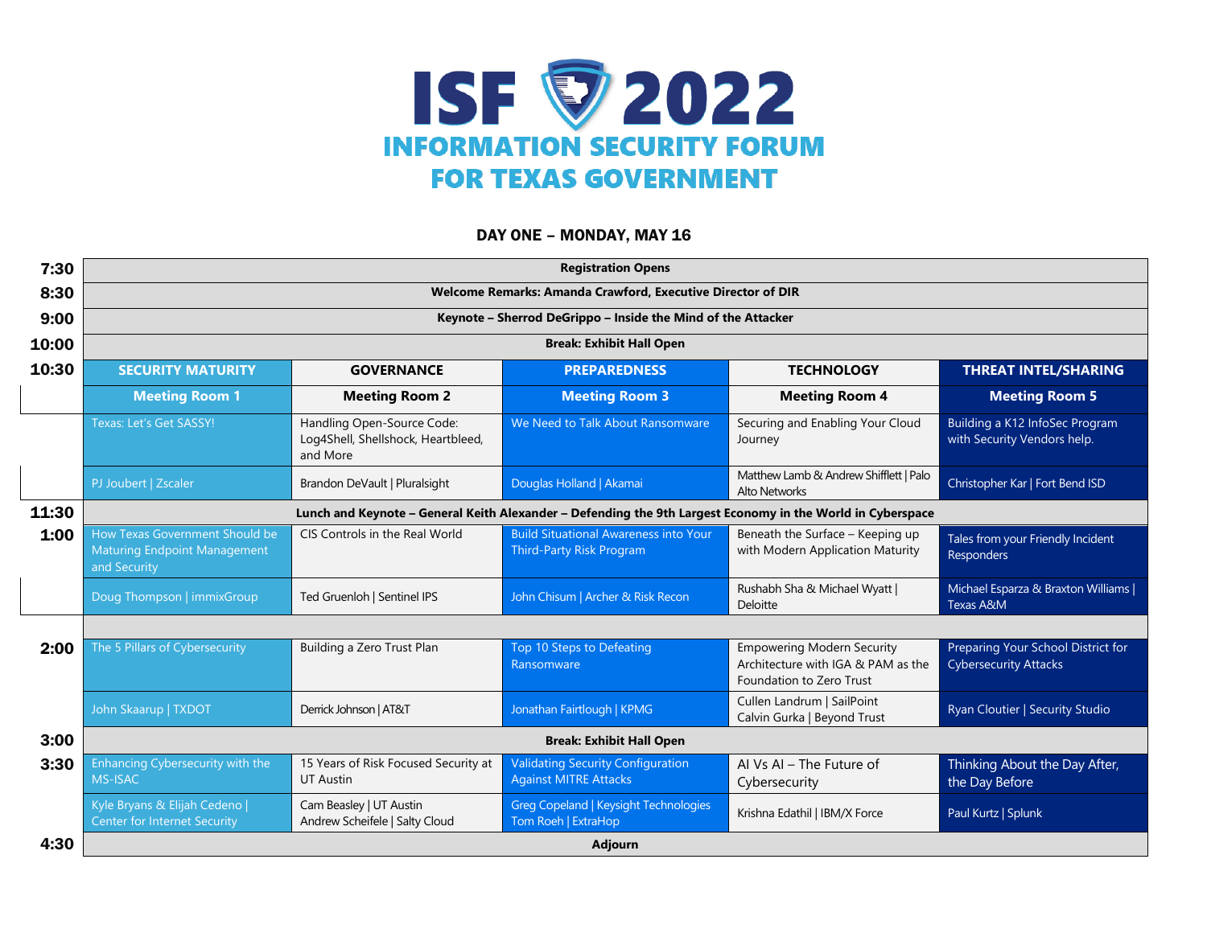# ISF 2022

## INFORMATION SECURITY FORUM FOR TEXAS GOVERNMENT

### DAY ONE – MONDAY, MAY 16

| Time | SECURITY MATURITY | GOVERNANCE | PREPAREDNESS | TECHNOLOGY | THREAT INTEL/SHARING |
|---|---|---|---|---|---|
| 7:30 | **Registration Opens** | | | | |
| 8:30 | **Welcome Remarks: Amanda Crawford, Executive Director of DIR** | | | | |
| 9:00 | **Keynote – Sherrod DeGrippo – Inside the Mind of the Attacker** | | | | |
| 10:00 | **Break: Exhibit Hall Open** | | | | |
| 10:30 | **Meeting Room 1** | **Meeting Room 2** | **Meeting Room 3** | **Meeting Room 4** | **Meeting Room 5** |
| | Texas: Let's Get SASSY! | Handling Open-Source Code: Log4Shell, Shellshock, Heartbleed, and More | We Need to Talk About Ransomware | Securing and Enabling Your Cloud Journey | Building a K12 InfoSec Program with Security Vendors help. |
| | PJ Joubert \| Zscaler | Brandon DeVault \| Pluralsight | Douglas Holland \| Akamai | Matthew Lamb & Andrew Shifflett \| Palo Alto Networks | Christopher Kar \| Fort Bend ISD |
| 11:30 | **Lunch and Keynote – General Keith Alexander – Defending the 9th Largest Economy in the World in Cyberspace** | | | | |
| 1:00 | How Texas Government Should be Maturing Endpoint Management and Security | CIS Controls in the Real World | Build Situational Awareness into Your Third-Party Risk Program | Beneath the Surface – Keeping up with Modern Application Maturity | Tales from your Friendly Incident Responders |
| | Doug Thompson \| immixGroup | Ted Gruenloh \| Sentinel IPS | John Chisum \| Archer & Risk Recon | Rushabh Sha & Michael Wyatt \| Deloitte | Michael Esparza & Braxton Williams \| Texas A&M |
| 2:00 | The 5 Pillars of Cybersecurity | Building a Zero Trust Plan | Top 10 Steps to Defeating Ransomware | Empowering Modern Security Architecture with IGA & PAM as the Foundation to Zero Trust | Preparing Your School District for Cybersecurity Attacks |
| | John Skaarup \| TXDOT | Derrick Johnson \| AT&T | Jonathan Fairtlough \| KPMG | Cullen Landrum \| SailPoint<br>Calvin Gurka \| Beyond Trust | Ryan Cloutier \| Security Studio |
| 3:00 | **Break: Exhibit Hall Open** | | | | |
| 3:30 | Enhancing Cybersecurity with the MS-ISAC | 15 Years of Risk Focused Security at UT Austin | Validating Security Configuration Against MITRE Attacks | AI Vs AI – The Future of Cybersecurity | Thinking About the Day After, the Day Before |
| | Kyle Bryans & Elijah Cedeno \| Center for Internet Security | Cam Beasley \| UT Austin<br>Andrew Scheifele \| Salty Cloud | Greg Copeland \| Keysight Technologies<br>Tom Roeh \| ExtraHop | Krishna Edathil \| IBM/X Force | Paul Kurtz \| Splunk |
| 4:30 | **Adjourn** | | | | |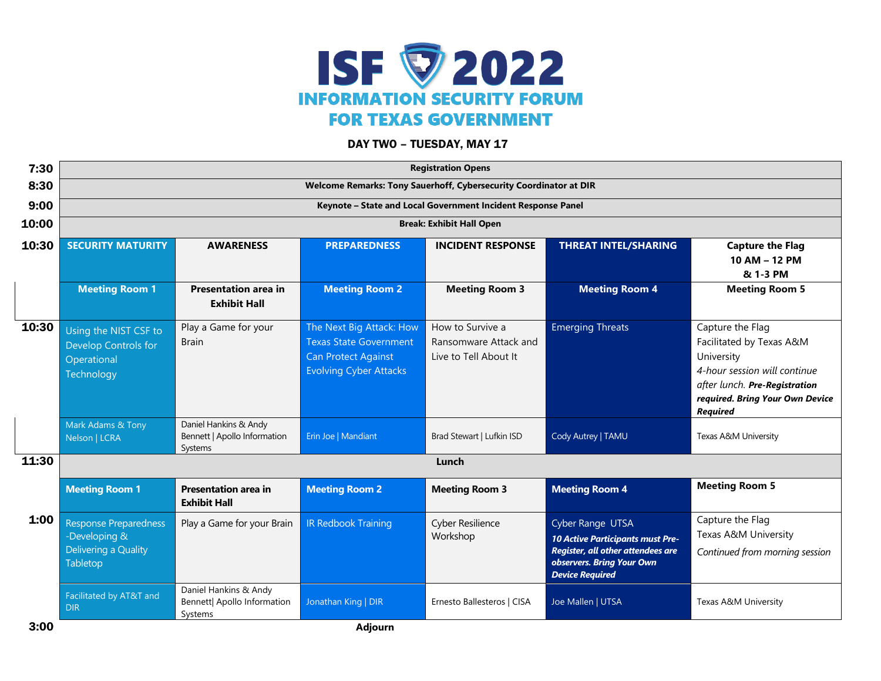# ISF 2022
## INFORMATION SECURITY FORUM FOR TEXAS GOVERNMENT

### DAY TWO – TUESDAY, MAY 17

| | | | | | | |
|---|---|---|---|---|---|---|
| 7:30 | **Registration Opens** | | | | | |
| 8:30 | **Welcome Remarks: Tony Sauerhoff, Cybersecurity Coordinator at DIR** | | | | | |
| 9:00 | **Keynote – State and Local Government Incident Response Panel** | | | | | |
| 10:00 | **Break: Exhibit Hall Open** | | | | | |
| 10:30 | **SECURITY MATURITY** | **AWARENESS** | **PREPAREDNESS** | **INCIDENT RESPONSE** | **THREAT INTEL/SHARING** | **Capture the Flag 10 AM – 12 PM & 1-3 PM** |
| | **Meeting Room 1** | **Presentation area in Exhibit Hall** | **Meeting Room 2** | **Meeting Room 3** | **Meeting Room 4** | **Meeting Room 5** |
| 10:30 | Using the NIST CSF to Develop Controls for Operational Technology | Play a Game for your Brain | The Next Big Attack: How Texas State Government Can Protect Against Evolving Cyber Attacks | How to Survive a Ransomware Attack and Live to Tell About It | Emerging Threats | Capture the Flag Facilitated by Texas A&M University *4-hour session will continue after lunch. **Pre-Registration required. Bring Your Own Device Required*** |
| | Mark Adams & Tony Nelson \| LCRA | Daniel Hankins & Andy Bennett \| Apollo Information Systems | Erin Joe \| Mandiant | Brad Stewart \| Lufkin ISD | Cody Autrey \| TAMU | Texas A&M University |
| 11:30 | **Lunch** | | | | | |
| | **Meeting Room 1** | **Presentation area in Exhibit Hall** | **Meeting Room 2** | **Meeting Room 3** | **Meeting Room 4** | **Meeting Room 5** |
| 1:00 | Response Preparedness -Developing & Delivering a Quality Tabletop | Play a Game for your Brain | IR Redbook Training | Cyber Resilience Workshop | Cyber Range UTSA ***10 Active Participants must Pre-Register, all other attendees are observers. Bring Your Own Device Required*** | Capture the Flag Texas A&M University *Continued from morning session* |
| | Facilitated by AT&T and DIR | Daniel Hankins & Andy Bennett\| Apollo Information Systems | Jonathan King \| DIR | Ernesto Ballesteros \| CISA | Joe Mallen \| UTSA | Texas A&M University |
| 3:00 | **Adjourn** | | | | | |